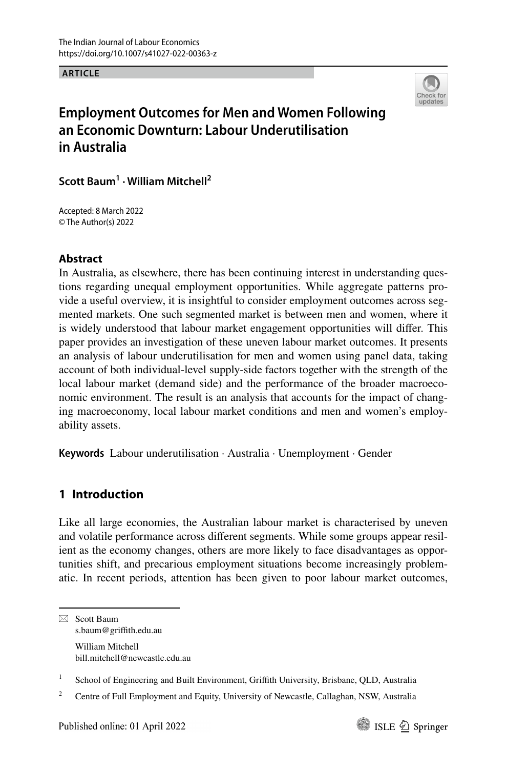The Indian Journal of Labour Economics
https://doi.org/10.1007/s41027-022-00363-z

**ARTICLE**

# Employment Outcomes for Men and Women Following an Economic Downturn: Labour Underutilisation in Australia

**Scott Baum[1] · William Mitchell[2]**

Accepted: 8 March 2022
© The Author(s) 2022

## Abstract

In Australia, as elsewhere, there has been continuing interest in understanding questions regarding unequal employment opportunities. While aggregate patterns provide a useful overview, it is insightful to consider employment outcomes across segmented markets. One such segmented market is between men and women, where it is widely understood that labour market engagement opportunities will differ. This paper provides an investigation of these uneven labour market outcomes. It presents an analysis of labour underutilisation for men and women using panel data, taking account of both individual-level supply-side factors together with the strength of the local labour market (demand side) and the performance of the broader macroeconomic environment. The result is an analysis that accounts for the impact of changing macroeconomy, local labour market conditions and men and women's employability assets.

**Keywords** Labour underutilisation · Australia · Unemployment · Gender

## 1 Introduction

Like all large economies, the Australian labour market is characterised by uneven and volatile performance across different segments. While some groups appear resilient as the economy changes, others are more likely to face disadvantages as opportunities shift, and precarious employment situations become increasingly problematic. In recent periods, attention has been given to poor labour market outcomes,

---

✉ Scott Baum
s.baum@griffith.edu.au

William Mitchell
bill.mitchell@newcastle.edu.au

[1] School of Engineering and Built Environment, Griffith University, Brisbane, QLD, Australia

[2] Centre of Full Employment and Equity, University of Newcastle, Callaghan, NSW, Australia

Published online: 01 April 2022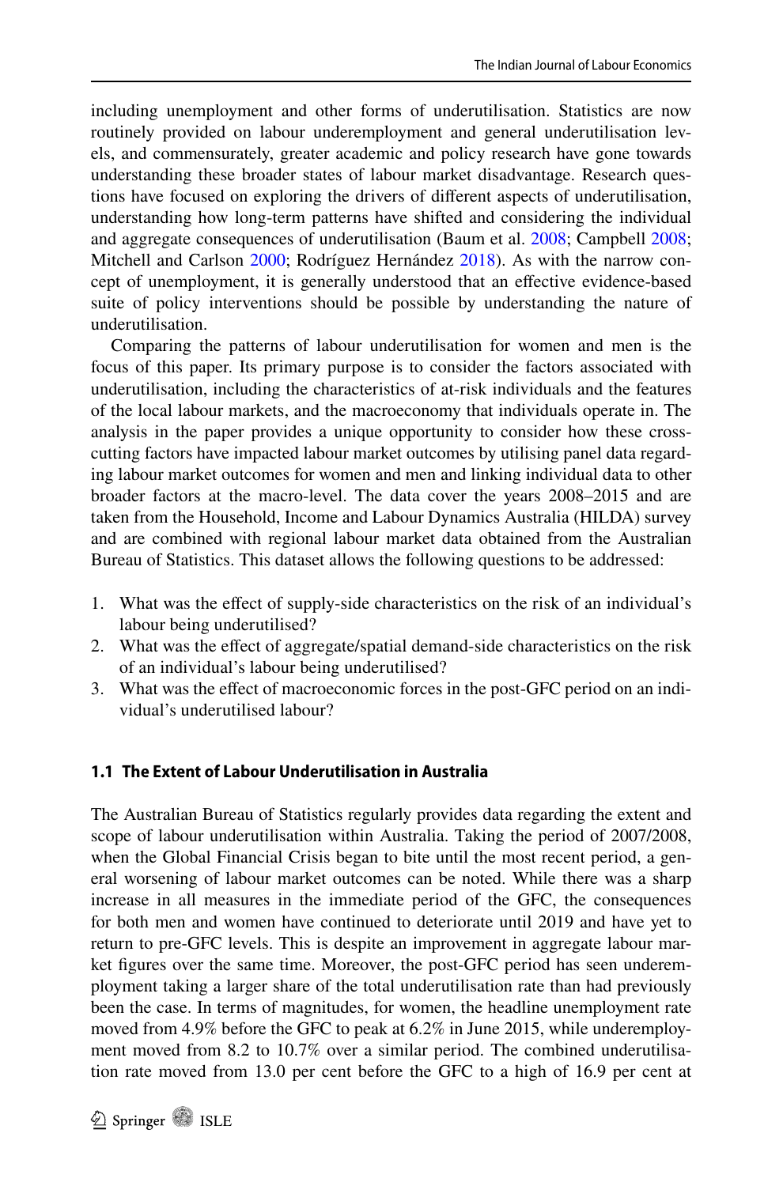including unemployment and other forms of underutilisation. Statistics are now routinely provided on labour underemployment and general underutilisation levels, and commensurately, greater academic and policy research have gone towards understanding these broader states of labour market disadvantage. Research questions have focused on exploring the drivers of different aspects of underutilisation, understanding how long-term patterns have shifted and considering the individual and aggregate consequences of underutilisation (Baum et al. 2008; Campbell 2008; Mitchell and Carlson 2000; Rodríguez Hernández 2018). As with the narrow concept of unemployment, it is generally understood that an effective evidence-based suite of policy interventions should be possible by understanding the nature of underutilisation.

Comparing the patterns of labour underutilisation for women and men is the focus of this paper. Its primary purpose is to consider the factors associated with underutilisation, including the characteristics of at-risk individuals and the features of the local labour markets, and the macroeconomy that individuals operate in. The analysis in the paper provides a unique opportunity to consider how these cross-cutting factors have impacted labour market outcomes by utilising panel data regarding labour market outcomes for women and men and linking individual data to other broader factors at the macro-level. The data cover the years 2008–2015 and are taken from the Household, Income and Labour Dynamics Australia (HILDA) survey and are combined with regional labour market data obtained from the Australian Bureau of Statistics. This dataset allows the following questions to be addressed:

1. What was the effect of supply-side characteristics on the risk of an individual's labour being underutilised?
2. What was the effect of aggregate/spatial demand-side characteristics on the risk of an individual's labour being underutilised?
3. What was the effect of macroeconomic forces in the post-GFC period on an individual's underutilised labour?

### 1.1 The Extent of Labour Underutilisation in Australia

The Australian Bureau of Statistics regularly provides data regarding the extent and scope of labour underutilisation within Australia. Taking the period of 2007/2008, when the Global Financial Crisis began to bite until the most recent period, a general worsening of labour market outcomes can be noted. While there was a sharp increase in all measures in the immediate period of the GFC, the consequences for both men and women have continued to deteriorate until 2019 and have yet to return to pre-GFC levels. This is despite an improvement in aggregate labour market figures over the same time. Moreover, the post-GFC period has seen underemployment taking a larger share of the total underutilisation rate than had previously been the case. In terms of magnitudes, for women, the headline unemployment rate moved from 4.9% before the GFC to peak at 6.2% in June 2015, while underemployment moved from 8.2 to 10.7% over a similar period. The combined underutilisation rate moved from 13.0 per cent before the GFC to a high of 16.9 per cent at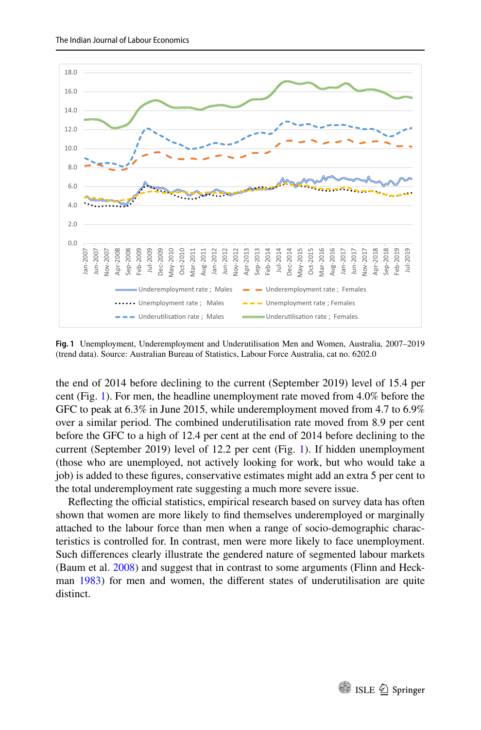Fig. 1 Unemployment, Underemployment and Underutilisation Men and Women, Australia, 2007–2019 (trend data). Source: Australian Bureau of Statistics, Labour Force Australia, cat no. 6202.0

the end of 2014 before declining to the current (September 2019) level of 15.4 per cent (Fig. 1). For men, the headline unemployment rate moved from 4.0% before the GFC to peak at 6.3% in June 2015, while underemployment moved from 4.7 to 6.9% over a similar period. The combined underutilisation rate moved from 8.9 per cent before the GFC to a high of 12.4 per cent at the end of 2014 before declining to the current (September 2019) level of 12.2 per cent (Fig. 1). If hidden unemployment (those who are unemployed, not actively looking for work, but who would take a job) is added to these figures, conservative estimates might add an extra 5 per cent to the total underemployment rate suggesting a much more severe issue.

Reflecting the official statistics, empirical research based on survey data has often shown that women are more likely to find themselves underemployed or marginally attached to the labour force than men when a range of socio-demographic characteristics is controlled for. In contrast, men were more likely to face unemployment. Such differences clearly illustrate the gendered nature of segmented labour markets (Baum et al. 2008) and suggest that in contrast to some arguments (Flinn and Heckman 1983) for men and women, the different states of underutilisation are quite distinct.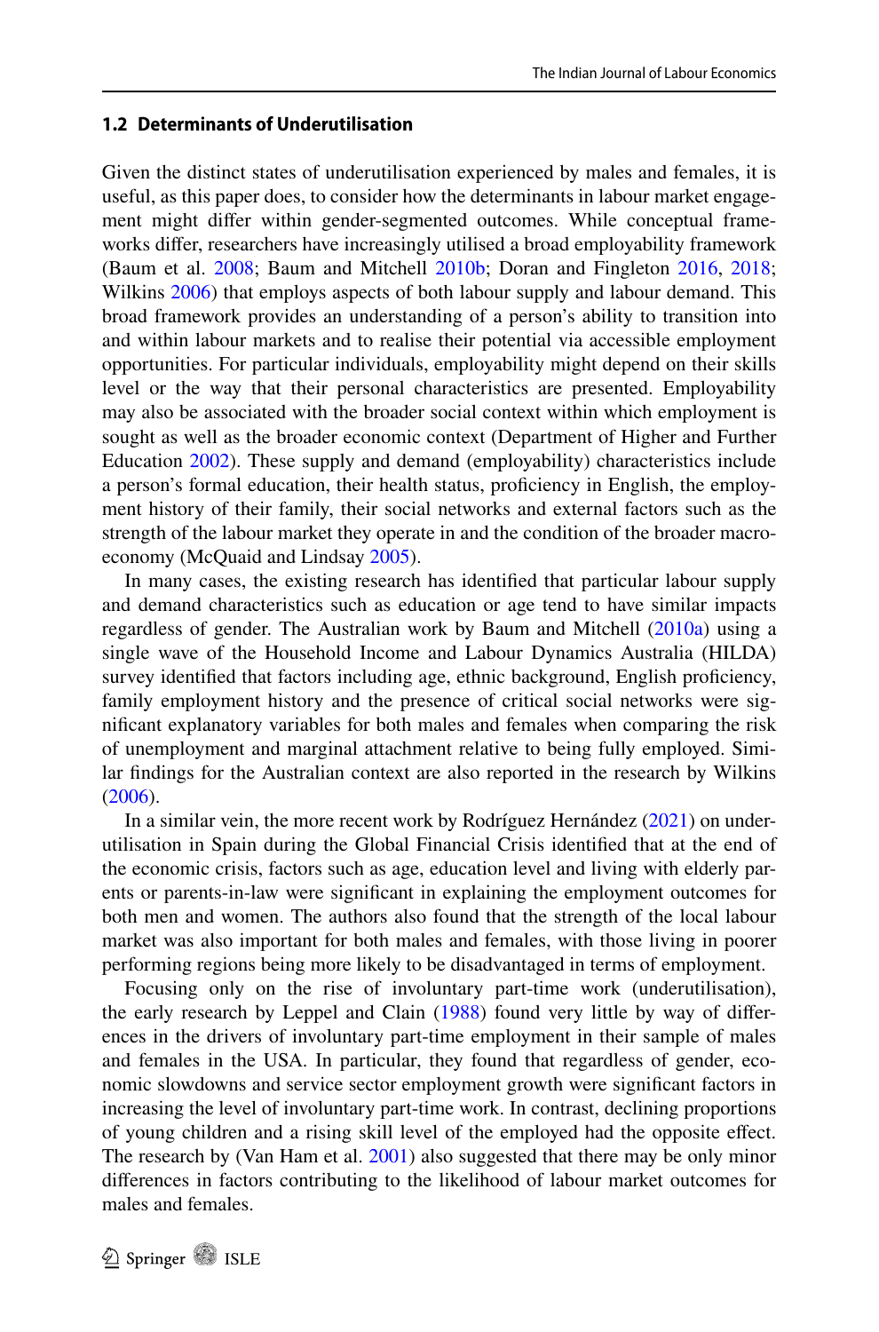### 1.2 Determinants of Underutilisation

Given the distinct states of underutilisation experienced by males and females, it is useful, as this paper does, to consider how the determinants in labour market engagement might differ within gender-segmented outcomes. While conceptual frameworks differ, researchers have increasingly utilised a broad employability framework (Baum et al. 2008; Baum and Mitchell 2010b; Doran and Fingleton 2016, 2018; Wilkins 2006) that employs aspects of both labour supply and labour demand. This broad framework provides an understanding of a person's ability to transition into and within labour markets and to realise their potential via accessible employment opportunities. For particular individuals, employability might depend on their skills level or the way that their personal characteristics are presented. Employability may also be associated with the broader social context within which employment is sought as well as the broader economic context (Department of Higher and Further Education 2002). These supply and demand (employability) characteristics include a person's formal education, their health status, proficiency in English, the employment history of their family, their social networks and external factors such as the strength of the labour market they operate in and the condition of the broader macroeconomy (McQuaid and Lindsay 2005).

In many cases, the existing research has identified that particular labour supply and demand characteristics such as education or age tend to have similar impacts regardless of gender. The Australian work by Baum and Mitchell (2010a) using a single wave of the Household Income and Labour Dynamics Australia (HILDA) survey identified that factors including age, ethnic background, English proficiency, family employment history and the presence of critical social networks were significant explanatory variables for both males and females when comparing the risk of unemployment and marginal attachment relative to being fully employed. Similar findings for the Australian context are also reported in the research by Wilkins (2006).

In a similar vein, the more recent work by Rodríguez Hernández (2021) on underutilisation in Spain during the Global Financial Crisis identified that at the end of the economic crisis, factors such as age, education level and living with elderly parents or parents-in-law were significant in explaining the employment outcomes for both men and women. The authors also found that the strength of the local labour market was also important for both males and females, with those living in poorer performing regions being more likely to be disadvantaged in terms of employment.

Focusing only on the rise of involuntary part-time work (underutilisation), the early research by Leppel and Clain (1988) found very little by way of differences in the drivers of involuntary part-time employment in their sample of males and females in the USA. In particular, they found that regardless of gender, economic slowdowns and service sector employment growth were significant factors in increasing the level of involuntary part-time work. In contrast, declining proportions of young children and a rising skill level of the employed had the opposite effect. The research by (Van Ham et al. 2001) also suggested that there may be only minor differences in factors contributing to the likelihood of labour market outcomes for males and females.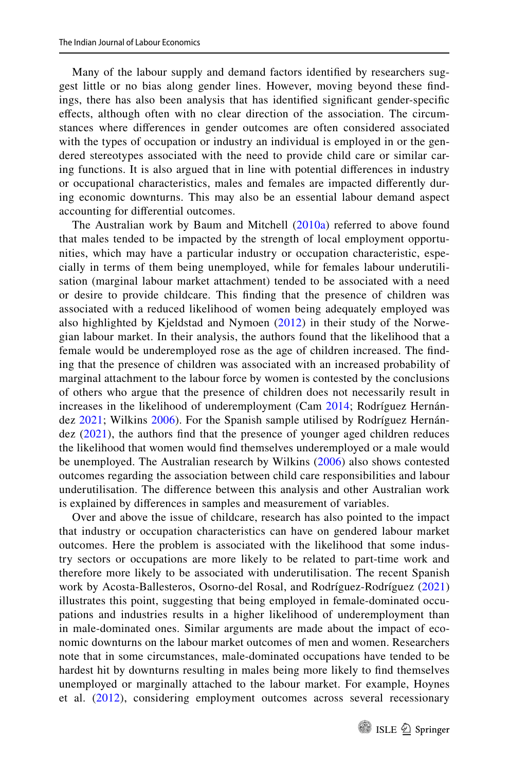Many of the labour supply and demand factors identified by researchers suggest little or no bias along gender lines. However, moving beyond these findings, there has also been analysis that has identified significant gender-specific effects, although often with no clear direction of the association. The circumstances where differences in gender outcomes are often considered associated with the types of occupation or industry an individual is employed in or the gendered stereotypes associated with the need to provide child care or similar caring functions. It is also argued that in line with potential differences in industry or occupational characteristics, males and females are impacted differently during economic downturns. This may also be an essential labour demand aspect accounting for differential outcomes.

The Australian work by Baum and Mitchell (2010a) referred to above found that males tended to be impacted by the strength of local employment opportunities, which may have a particular industry or occupation characteristic, especially in terms of them being unemployed, while for females labour underutilisation (marginal labour market attachment) tended to be associated with a need or desire to provide childcare. This finding that the presence of children was associated with a reduced likelihood of women being adequately employed was also highlighted by Kjeldstad and Nymoen (2012) in their study of the Norwegian labour market. In their analysis, the authors found that the likelihood that a female would be underemployed rose as the age of children increased. The finding that the presence of children was associated with an increased probability of marginal attachment to the labour force by women is contested by the conclusions of others who argue that the presence of children does not necessarily result in increases in the likelihood of underemployment (Cam 2014; Rodríguez Hernández 2021; Wilkins 2006). For the Spanish sample utilised by Rodríguez Hernández (2021), the authors find that the presence of younger aged children reduces the likelihood that women would find themselves underemployed or a male would be unemployed. The Australian research by Wilkins (2006) also shows contested outcomes regarding the association between child care responsibilities and labour underutilisation. The difference between this analysis and other Australian work is explained by differences in samples and measurement of variables.

Over and above the issue of childcare, research has also pointed to the impact that industry or occupation characteristics can have on gendered labour market outcomes. Here the problem is associated with the likelihood that some industry sectors or occupations are more likely to be related to part-time work and therefore more likely to be associated with underutilisation. The recent Spanish work by Acosta-Ballesteros, Osorno-del Rosal, and Rodríguez-Rodríguez (2021) illustrates this point, suggesting that being employed in female-dominated occupations and industries results in a higher likelihood of underemployment than in male-dominated ones. Similar arguments are made about the impact of economic downturns on the labour market outcomes of men and women. Researchers note that in some circumstances, male-dominated occupations have tended to be hardest hit by downturns resulting in males being more likely to find themselves unemployed or marginally attached to the labour market. For example, Hoynes et al. (2012), considering employment outcomes across several recessionary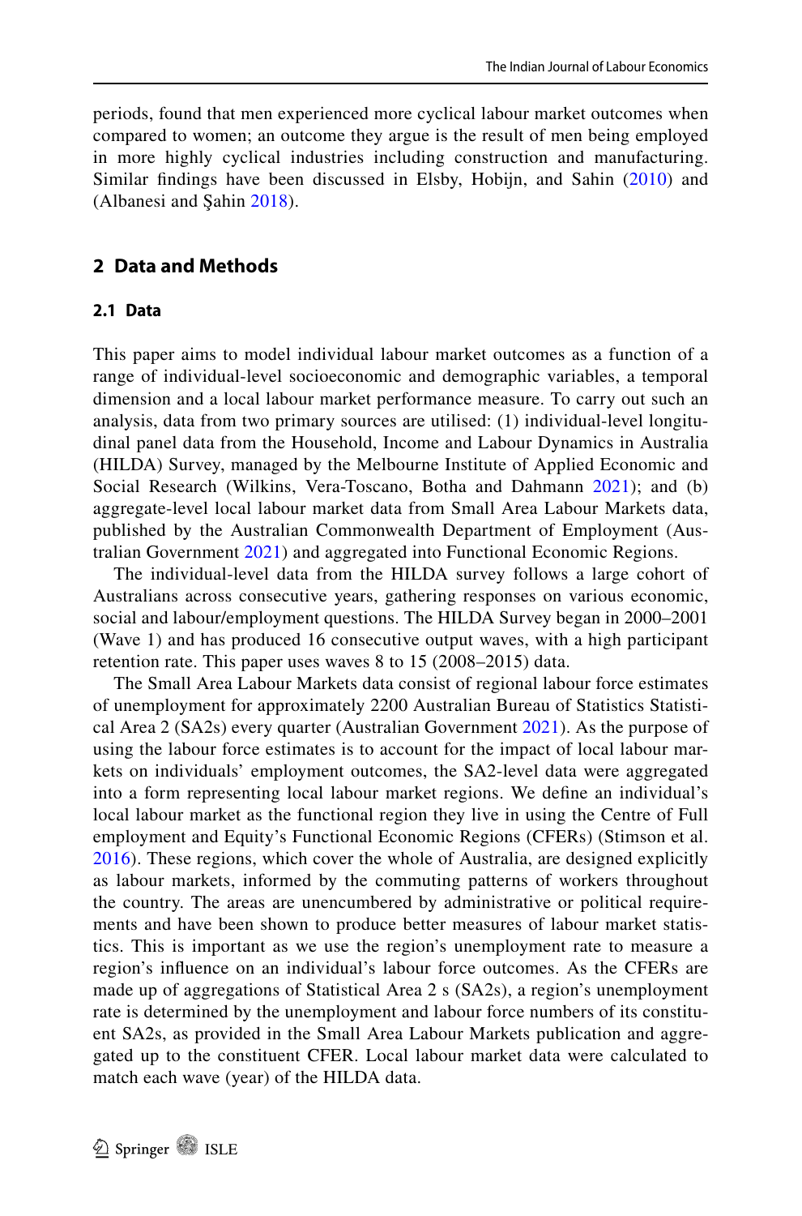periods, found that men experienced more cyclical labour market outcomes when compared to women; an outcome they argue is the result of men being employed in more highly cyclical industries including construction and manufacturing. Similar findings have been discussed in Elsby, Hobijn, and Sahin (2010) and (Albanesi and Şahin 2018).

## 2 Data and Methods

### 2.1 Data

This paper aims to model individual labour market outcomes as a function of a range of individual-level socioeconomic and demographic variables, a temporal dimension and a local labour market performance measure. To carry out such an analysis, data from two primary sources are utilised: (1) individual-level longitudinal panel data from the Household, Income and Labour Dynamics in Australia (HILDA) Survey, managed by the Melbourne Institute of Applied Economic and Social Research (Wilkins, Vera-Toscano, Botha and Dahmann 2021); and (b) aggregate-level local labour market data from Small Area Labour Markets data, published by the Australian Commonwealth Department of Employment (Australian Government 2021) and aggregated into Functional Economic Regions.

The individual-level data from the HILDA survey follows a large cohort of Australians across consecutive years, gathering responses on various economic, social and labour/employment questions. The HILDA Survey began in 2000–2001 (Wave 1) and has produced 16 consecutive output waves, with a high participant retention rate. This paper uses waves 8 to 15 (2008–2015) data.

The Small Area Labour Markets data consist of regional labour force estimates of unemployment for approximately 2200 Australian Bureau of Statistics Statistical Area 2 (SA2s) every quarter (Australian Government 2021). As the purpose of using the labour force estimates is to account for the impact of local labour markets on individuals' employment outcomes, the SA2-level data were aggregated into a form representing local labour market regions. We define an individual's local labour market as the functional region they live in using the Centre of Full employment and Equity's Functional Economic Regions (CFERs) (Stimson et al. 2016). These regions, which cover the whole of Australia, are designed explicitly as labour markets, informed by the commuting patterns of workers throughout the country. The areas are unencumbered by administrative or political requirements and have been shown to produce better measures of labour market statistics. This is important as we use the region's unemployment rate to measure a region's influence on an individual's labour force outcomes. As the CFERs are made up of aggregations of Statistical Area 2 s (SA2s), a region's unemployment rate is determined by the unemployment and labour force numbers of its constituent SA2s, as provided in the Small Area Labour Markets publication and aggregated up to the constituent CFER. Local labour market data were calculated to match each wave (year) of the HILDA data.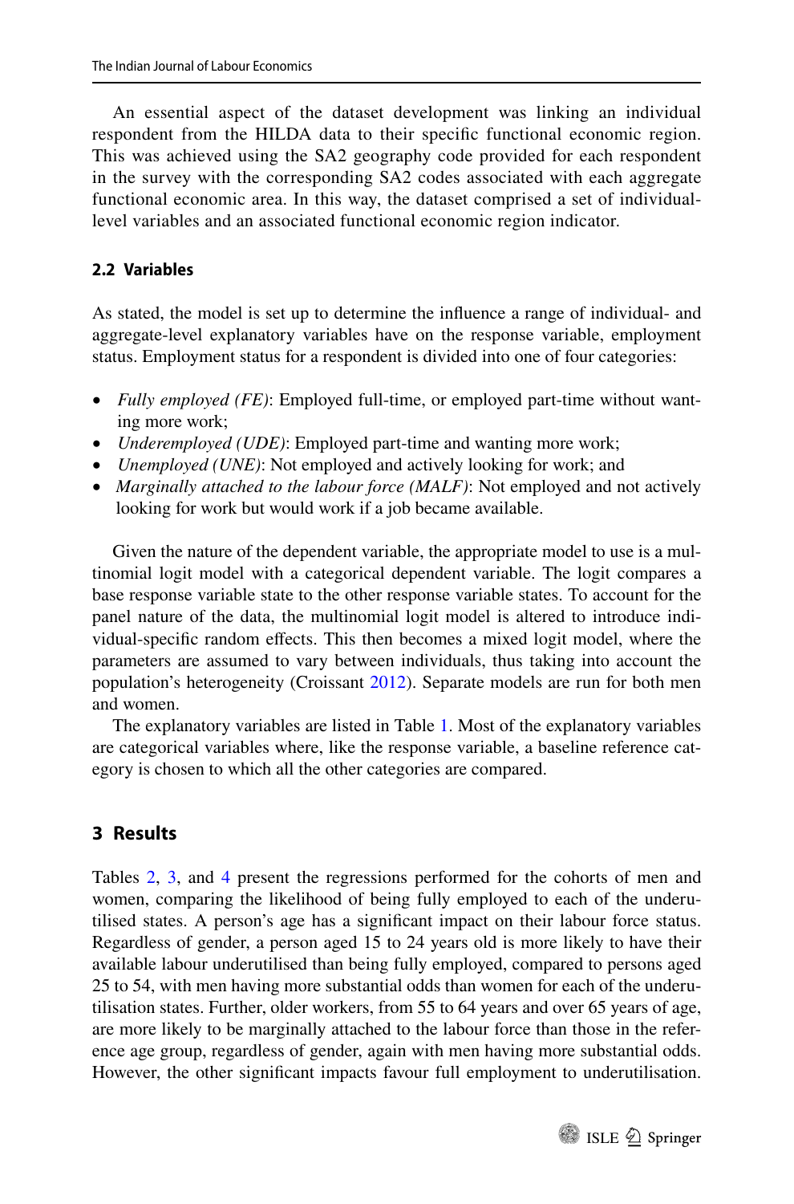An essential aspect of the dataset development was linking an individual respondent from the HILDA data to their specific functional economic region. This was achieved using the SA2 geography code provided for each respondent in the survey with the corresponding SA2 codes associated with each aggregate functional economic area. In this way, the dataset comprised a set of individual-level variables and an associated functional economic region indicator.

### 2.2 Variables

As stated, the model is set up to determine the influence a range of individual- and aggregate-level explanatory variables have on the response variable, employment status. Employment status for a respondent is divided into one of four categories:

- *Fully employed (FE)*: Employed full-time, or employed part-time without wanting more work;
- *Underemployed (UDE)*: Employed part-time and wanting more work;
- *Unemployed (UNE)*: Not employed and actively looking for work; and
- *Marginally attached to the labour force (MALF)*: Not employed and not actively looking for work but would work if a job became available.

Given the nature of the dependent variable, the appropriate model to use is a multinomial logit model with a categorical dependent variable. The logit compares a base response variable state to the other response variable states. To account for the panel nature of the data, the multinomial logit model is altered to introduce individual-specific random effects. This then becomes a mixed logit model, where the parameters are assumed to vary between individuals, thus taking into account the population's heterogeneity (Croissant 2012). Separate models are run for both men and women.

The explanatory variables are listed in Table 1. Most of the explanatory variables are categorical variables where, like the response variable, a baseline reference category is chosen to which all the other categories are compared.

## 3 Results

Tables 2, 3, and 4 present the regressions performed for the cohorts of men and women, comparing the likelihood of being fully employed to each of the underutilised states. A person's age has a significant impact on their labour force status. Regardless of gender, a person aged 15 to 24 years old is more likely to have their available labour underutilised than being fully employed, compared to persons aged 25 to 54, with men having more substantial odds than women for each of the underutilisation states. Further, older workers, from 55 to 64 years and over 65 years of age, are more likely to be marginally attached to the labour force than those in the reference age group, regardless of gender, again with men having more substantial odds. However, the other significant impacts favour full employment to underutilisation.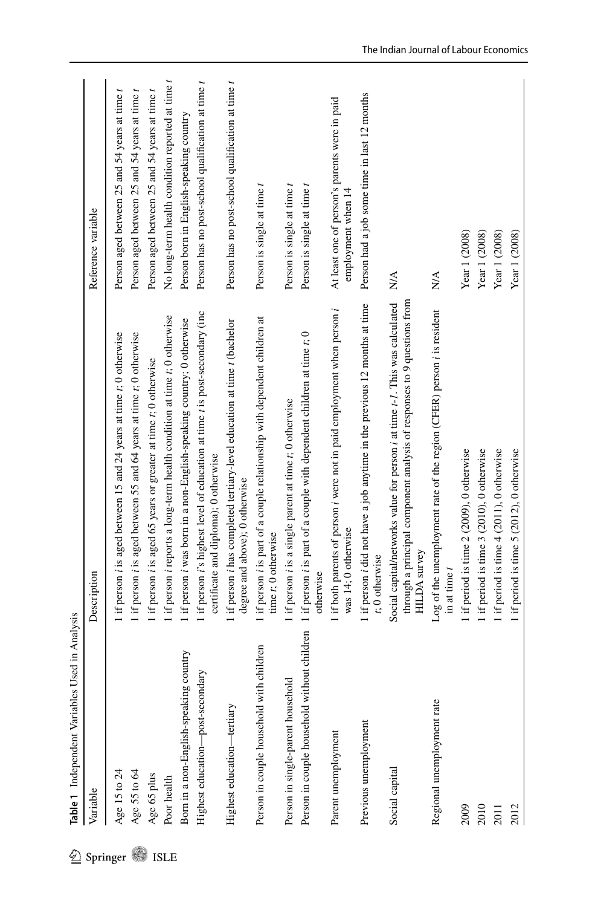**Table 1** Independent Variables Used in Analysis

| Variable | Description | Reference variable |
|---|---|---|
| Age 15 to 24 | 1 if person *i* is aged between 15 and 24 years at time *t*; 0 otherwise | Person aged between 25 and 54 years at time *t* |
| Age 55 to 64 | 1 if person *i* is aged between 55 and 64 years at time *t*; 0 otherwise | Person aged between 25 and 54 years at time *t* |
| Age 65 plus | 1 if person *i* is aged 65 years or greater at time *t*; 0 otherwise | Person aged between 25 and 54 years at time *t* |
| Poor health | 1 if person *i* reports a long-term health condition at time *t*; 0 otherwise | No long-term health condition reported at time *t* |
| Born in a non-English-speaking country | 1 if person *i* was born in a non-English-speaking country; 0 otherwise | Person born in English-speaking country |
| Highest education—post-secondary | 1 if person *i*'s highest level of education at time *t* is post-secondary (inc certificate and diploma); 0 otherwise | Person has no post-school qualification at time *t* |
| Highest education—tertiary | 1 if person *i* has completed tertiary-level education at time *t* (bachelor degree and above); 0 otherwise | Person has no post-school qualification at time *t* |
| Person in couple household with children | 1 if person *i* is part of a couple relationship with dependent children at time *t*; 0 otherwise | Person is single at time *t* |
| Person in single-parent household | 1 if person *i* is a single parent at time *t*; 0 otherwise | Person is single at time *t* |
| Person in couple household without children | 1 if person *i* is part of a couple with dependent children at time *t*; 0 otherwise | Person is single at time *t* |
| Parent unemployment | 1 if both parents of person *i* were not in paid employment when person *i* was 14; 0 otherwise | At least one of person's parents were in paid employment when 14 |
| Previous unemployment | 1 if person *i* did not have a job anytime in the previous 12 months at time *t*; 0 otherwise | Person had a job some time in last 12 months |
| Social capital | Social capital/networks value for person *i* at time *t-1*. This was calculated through a principal component analysis of responses to 9 questions from HILDA survey | N/A |
| Regional unemployment rate | Log of the unemployment rate of the region (CFER) person *i* is resident in at time *t* | N/A |
| 2009 | 1 if period is time 2 (2009), 0 otherwise | Year 1 (2008) |
| 2010 | 1 if period is time 3 (2010), 0 otherwise | Year 1 (2008) |
| 2011 | 1 if period is time 4 (2011), 0 otherwise | Year 1 (2008) |
| 2012 | 1 if period is time 5 (2012), 0 otherwise | Year 1 (2008) |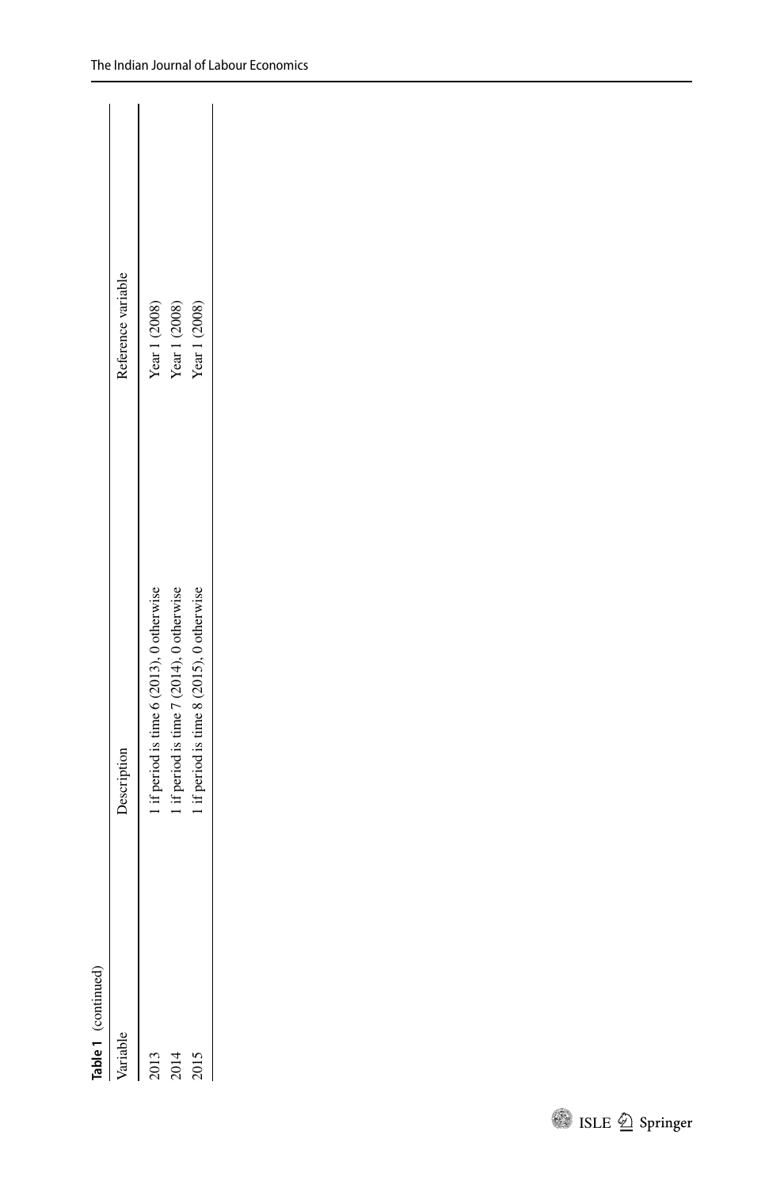**Table 1** (continued)

| Variable | Description | Reference variable |
|---|---|---|
| 2013 | 1 if period is time 6 (2013), 0 otherwise | Year 1 (2008) |
| 2014 | 1 if period is time 7 (2014), 0 otherwise | Year 1 (2008) |
| 2015 | 1 if period is time 8 (2015), 0 otherwise | Year 1 (2008) |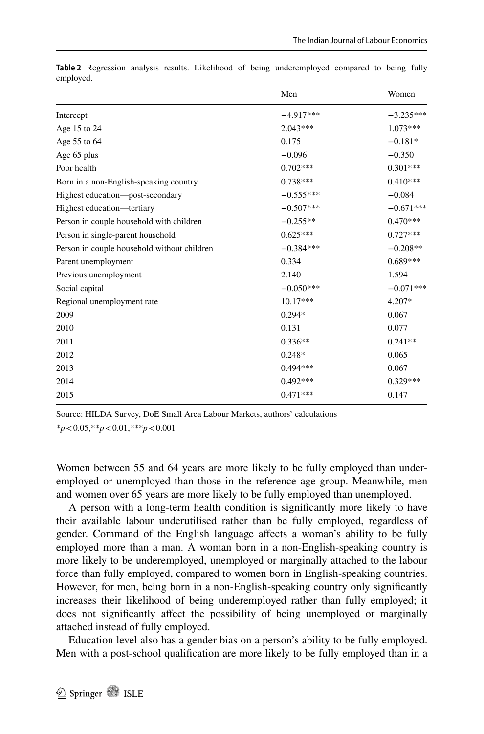**Table 2** Regression analysis results. Likelihood of being underemployed compared to being fully employed.

| | Men | Women |
|---|---|---|
| Intercept | −4.917*** | −3.235*** |
| Age 15 to 24 | 2.043*** | 1.073*** |
| Age 55 to 64 | 0.175 | −0.181* |
| Age 65 plus | −0.096 | −0.350 |
| Poor health | 0.702*** | 0.301*** |
| Born in a non-English-speaking country | 0.738*** | 0.410*** |
| Highest education—post-secondary | −0.555*** | −0.084 |
| Highest education—tertiary | −0.507*** | −0.671*** |
| Person in couple household with children | −0.255** | 0.470*** |
| Person in single-parent household | 0.625*** | 0.727*** |
| Person in couple household without children | −0.384*** | −0.208** |
| Parent unemployment | 0.334 | 0.689*** |
| Previous unemployment | 2.140 | 1.594 |
| Social capital | −0.050*** | −0.071*** |
| Regional unemployment rate | 10.17*** | 4.207* |
| 2009 | 0.294* | 0.067 |
| 2010 | 0.131 | 0.077 |
| 2011 | 0.336** | 0.241** |
| 2012 | 0.248* | 0.065 |
| 2013 | 0.494*** | 0.067 |
| 2014 | 0.492*** | 0.329*** |
| 2015 | 0.471*** | 0.147 |

Source: HILDA Survey, DoE Small Area Labour Markets, authors' calculations

*$p < 0.05$, **$p < 0.01$, ***$p < 0.001$

Women between 55 and 64 years are more likely to be fully employed than underemployed or unemployed than those in the reference age group. Meanwhile, men and women over 65 years are more likely to be fully employed than unemployed.

A person with a long-term health condition is significantly more likely to have their available labour underutilised rather than be fully employed, regardless of gender. Command of the English language affects a woman's ability to be fully employed more than a man. A woman born in a non-English-speaking country is more likely to be underemployed, unemployed or marginally attached to the labour force than fully employed, compared to women born in English-speaking countries. However, for men, being born in a non-English-speaking country only significantly increases their likelihood of being underemployed rather than fully employed; it does not significantly affect the possibility of being unemployed or marginally attached instead of fully employed.

Education level also has a gender bias on a person's ability to be fully employed. Men with a post-school qualification are more likely to be fully employed than in a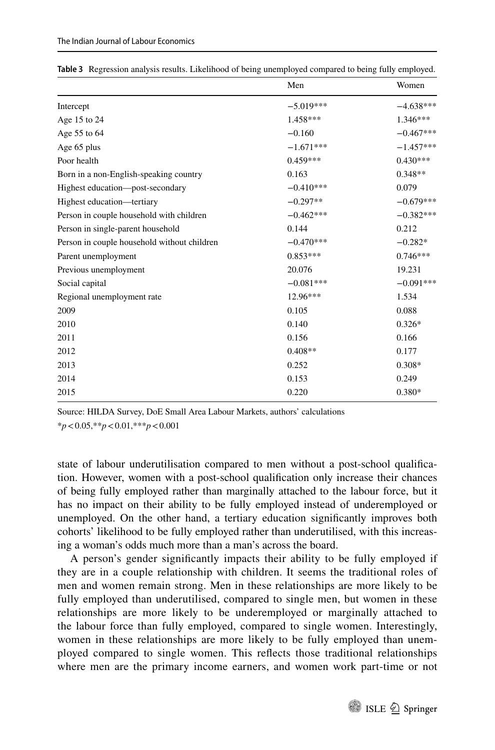**Table 3** Regression analysis results. Likelihood of being unemployed compared to being fully employed.

| | Men | Women |
|---|---|---|
| Intercept | −5.019*** | −4.638*** |
| Age 15 to 24 | 1.458*** | 1.346*** |
| Age 55 to 64 | −0.160 | −0.467*** |
| Age 65 plus | −1.671*** | −1.457*** |
| Poor health | 0.459*** | 0.430*** |
| Born in a non-English-speaking country | 0.163 | 0.348** |
| Highest education—post-secondary | −0.410*** | 0.079 |
| Highest education—tertiary | −0.297** | −0.679*** |
| Person in couple household with children | −0.462*** | −0.382*** |
| Person in single-parent household | 0.144 | 0.212 |
| Person in couple household without children | −0.470*** | −0.282* |
| Parent unemployment | 0.853*** | 0.746*** |
| Previous unemployment | 20.076 | 19.231 |
| Social capital | −0.081*** | −0.091*** |
| Regional unemployment rate | 12.96*** | 1.534 |
| 2009 | 0.105 | 0.088 |
| 2010 | 0.140 | 0.326* |
| 2011 | 0.156 | 0.166 |
| 2012 | 0.408** | 0.177 |
| 2013 | 0.252 | 0.308* |
| 2014 | 0.153 | 0.249 |
| 2015 | 0.220 | 0.380* |

Source: HILDA Survey, DoE Small Area Labour Markets, authors' calculations

*$p < 0.05$, **$p < 0.01$, ***$p < 0.001$

state of labour underutilisation compared to men without a post-school qualification. However, women with a post-school qualification only increase their chances of being fully employed rather than marginally attached to the labour force, but it has no impact on their ability to be fully employed instead of underemployed or unemployed. On the other hand, a tertiary education significantly improves both cohorts' likelihood to be fully employed rather than underutilised, with this increasing a woman's odds much more than a man's across the board.

A person's gender significantly impacts their ability to be fully employed if they are in a couple relationship with children. It seems the traditional roles of men and women remain strong. Men in these relationships are more likely to be fully employed than underutilised, compared to single men, but women in these relationships are more likely to be underemployed or marginally attached to the labour force than fully employed, compared to single women. Interestingly, women in these relationships are more likely to be fully employed than unemployed compared to single women. This reflects those traditional relationships where men are the primary income earners, and women work part-time or not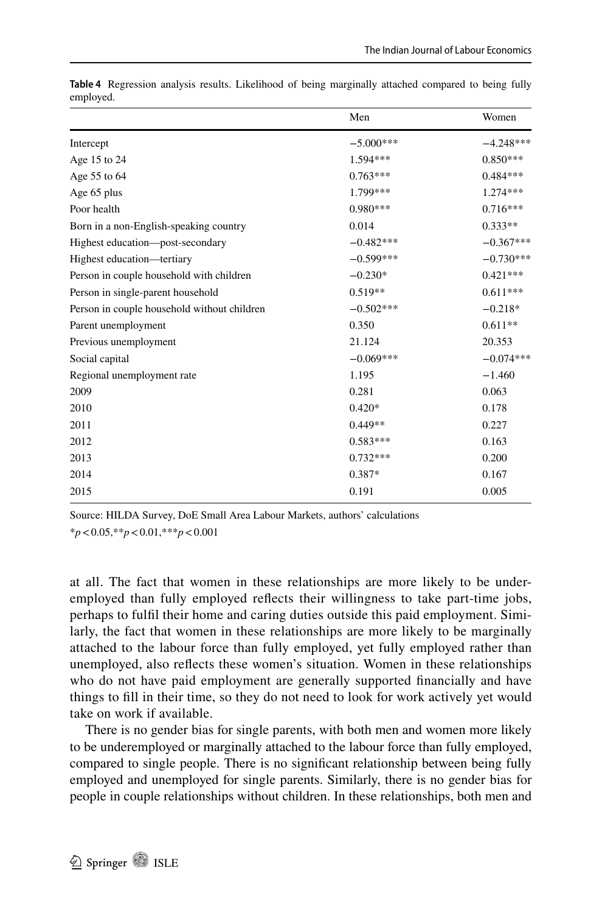**Table 4** Regression analysis results. Likelihood of being marginally attached compared to being fully employed.

| | Men | Women |
|---|---|---|
| Intercept | −5.000*** | −4.248*** |
| Age 15 to 24 | 1.594*** | 0.850*** |
| Age 55 to 64 | 0.763*** | 0.484*** |
| Age 65 plus | 1.799*** | 1.274*** |
| Poor health | 0.980*** | 0.716*** |
| Born in a non-English-speaking country | 0.014 | 0.333** |
| Highest education—post-secondary | −0.482*** | −0.367*** |
| Highest education—tertiary | −0.599*** | −0.730*** |
| Person in couple household with children | −0.230* | 0.421*** |
| Person in single-parent household | 0.519** | 0.611*** |
| Person in couple household without children | −0.502*** | −0.218* |
| Parent unemployment | 0.350 | 0.611** |
| Previous unemployment | 21.124 | 20.353 |
| Social capital | −0.069*** | −0.074*** |
| Regional unemployment rate | 1.195 | −1.460 |
| 2009 | 0.281 | 0.063 |
| 2010 | 0.420* | 0.178 |
| 2011 | 0.449** | 0.227 |
| 2012 | 0.583*** | 0.163 |
| 2013 | 0.732*** | 0.200 |
| 2014 | 0.387* | 0.167 |
| 2015 | 0.191 | 0.005 |

Source: HILDA Survey, DoE Small Area Labour Markets, authors' calculations

*$p < 0.05$, **$p < 0.01$, ***$p < 0.001$

at all. The fact that women in these relationships are more likely to be underemployed than fully employed reflects their willingness to take part-time jobs, perhaps to fulfil their home and caring duties outside this paid employment. Similarly, the fact that women in these relationships are more likely to be marginally attached to the labour force than fully employed, yet fully employed rather than unemployed, also reflects these women's situation. Women in these relationships who do not have paid employment are generally supported financially and have things to fill in their time, so they do not need to look for work actively yet would take on work if available.

There is no gender bias for single parents, with both men and women more likely to be underemployed or marginally attached to the labour force than fully employed, compared to single people. There is no significant relationship between being fully employed and unemployed for single parents. Similarly, there is no gender bias for people in couple relationships without children. In these relationships, both men and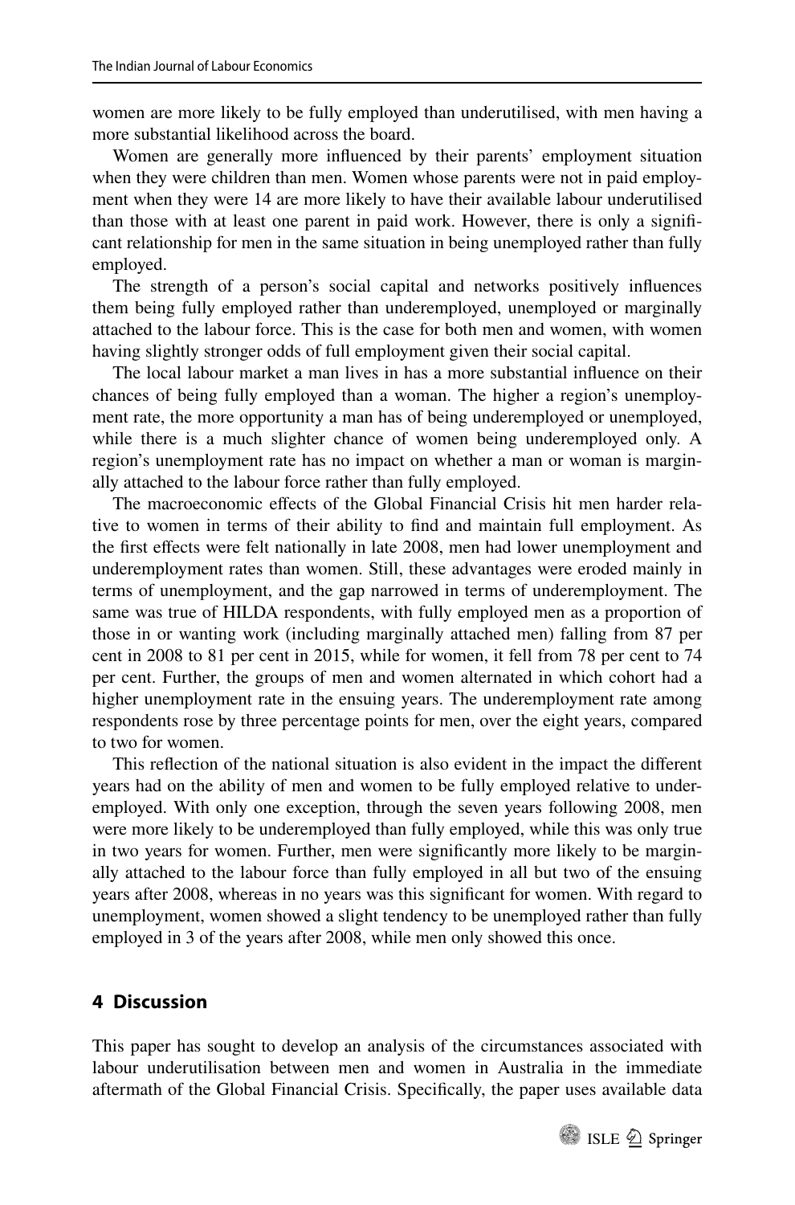women are more likely to be fully employed than underutilised, with men having a more substantial likelihood across the board.

Women are generally more influenced by their parents' employment situation when they were children than men. Women whose parents were not in paid employment when they were 14 are more likely to have their available labour underutilised than those with at least one parent in paid work. However, there is only a significant relationship for men in the same situation in being unemployed rather than fully employed.

The strength of a person's social capital and networks positively influences them being fully employed rather than underemployed, unemployed or marginally attached to the labour force. This is the case for both men and women, with women having slightly stronger odds of full employment given their social capital.

The local labour market a man lives in has a more substantial influence on their chances of being fully employed than a woman. The higher a region's unemployment rate, the more opportunity a man has of being underemployed or unemployed, while there is a much slighter chance of women being underemployed only. A region's unemployment rate has no impact on whether a man or woman is marginally attached to the labour force rather than fully employed.

The macroeconomic effects of the Global Financial Crisis hit men harder relative to women in terms of their ability to find and maintain full employment. As the first effects were felt nationally in late 2008, men had lower unemployment and underemployment rates than women. Still, these advantages were eroded mainly in terms of unemployment, and the gap narrowed in terms of underemployment. The same was true of HILDA respondents, with fully employed men as a proportion of those in or wanting work (including marginally attached men) falling from 87 per cent in 2008 to 81 per cent in 2015, while for women, it fell from 78 per cent to 74 per cent. Further, the groups of men and women alternated in which cohort had a higher unemployment rate in the ensuing years. The underemployment rate among respondents rose by three percentage points for men, over the eight years, compared to two for women.

This reflection of the national situation is also evident in the impact the different years had on the ability of men and women to be fully employed relative to underemployed. With only one exception, through the seven years following 2008, men were more likely to be underemployed than fully employed, while this was only true in two years for women. Further, men were significantly more likely to be marginally attached to the labour force than fully employed in all but two of the ensuing years after 2008, whereas in no years was this significant for women. With regard to unemployment, women showed a slight tendency to be unemployed rather than fully employed in 3 of the years after 2008, while men only showed this once.

## 4 Discussion

This paper has sought to develop an analysis of the circumstances associated with labour underutilisation between men and women in Australia in the immediate aftermath of the Global Financial Crisis. Specifically, the paper uses available data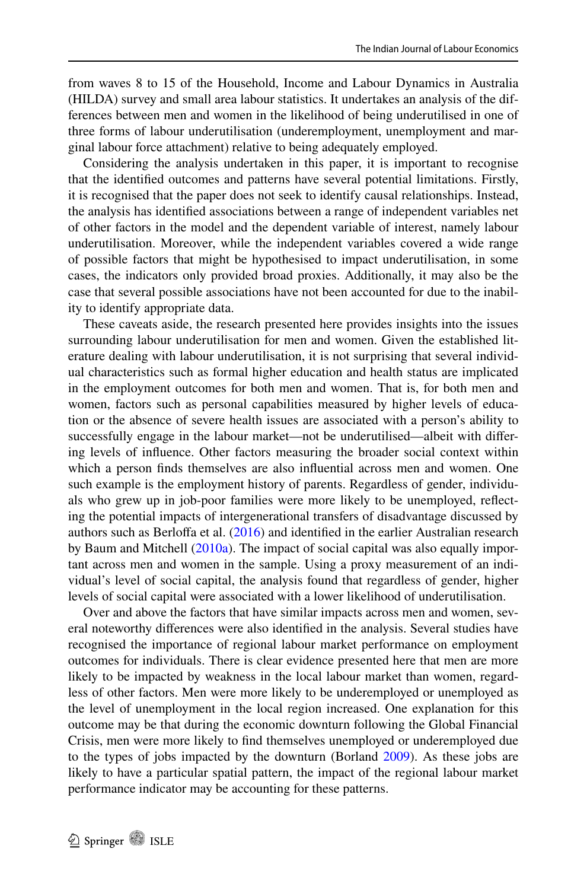from waves 8 to 15 of the Household, Income and Labour Dynamics in Australia (HILDA) survey and small area labour statistics. It undertakes an analysis of the differences between men and women in the likelihood of being underutilised in one of three forms of labour underutilisation (underemployment, unemployment and marginal labour force attachment) relative to being adequately employed.

Considering the analysis undertaken in this paper, it is important to recognise that the identified outcomes and patterns have several potential limitations. Firstly, it is recognised that the paper does not seek to identify causal relationships. Instead, the analysis has identified associations between a range of independent variables net of other factors in the model and the dependent variable of interest, namely labour underutilisation. Moreover, while the independent variables covered a wide range of possible factors that might be hypothesised to impact underutilisation, in some cases, the indicators only provided broad proxies. Additionally, it may also be the case that several possible associations have not been accounted for due to the inability to identify appropriate data.

These caveats aside, the research presented here provides insights into the issues surrounding labour underutilisation for men and women. Given the established literature dealing with labour underutilisation, it is not surprising that several individual characteristics such as formal higher education and health status are implicated in the employment outcomes for both men and women. That is, for both men and women, factors such as personal capabilities measured by higher levels of education or the absence of severe health issues are associated with a person's ability to successfully engage in the labour market—not be underutilised—albeit with differing levels of influence. Other factors measuring the broader social context within which a person finds themselves are also influential across men and women. One such example is the employment history of parents. Regardless of gender, individuals who grew up in job-poor families were more likely to be unemployed, reflecting the potential impacts of intergenerational transfers of disadvantage discussed by authors such as Berloffa et al. (2016) and identified in the earlier Australian research by Baum and Mitchell (2010a). The impact of social capital was also equally important across men and women in the sample. Using a proxy measurement of an individual's level of social capital, the analysis found that regardless of gender, higher levels of social capital were associated with a lower likelihood of underutilisation.

Over and above the factors that have similar impacts across men and women, several noteworthy differences were also identified in the analysis. Several studies have recognised the importance of regional labour market performance on employment outcomes for individuals. There is clear evidence presented here that men are more likely to be impacted by weakness in the local labour market than women, regardless of other factors. Men were more likely to be underemployed or unemployed as the level of unemployment in the local region increased. One explanation for this outcome may be that during the economic downturn following the Global Financial Crisis, men were more likely to find themselves unemployed or underemployed due to the types of jobs impacted by the downturn (Borland 2009). As these jobs are likely to have a particular spatial pattern, the impact of the regional labour market performance indicator may be accounting for these patterns.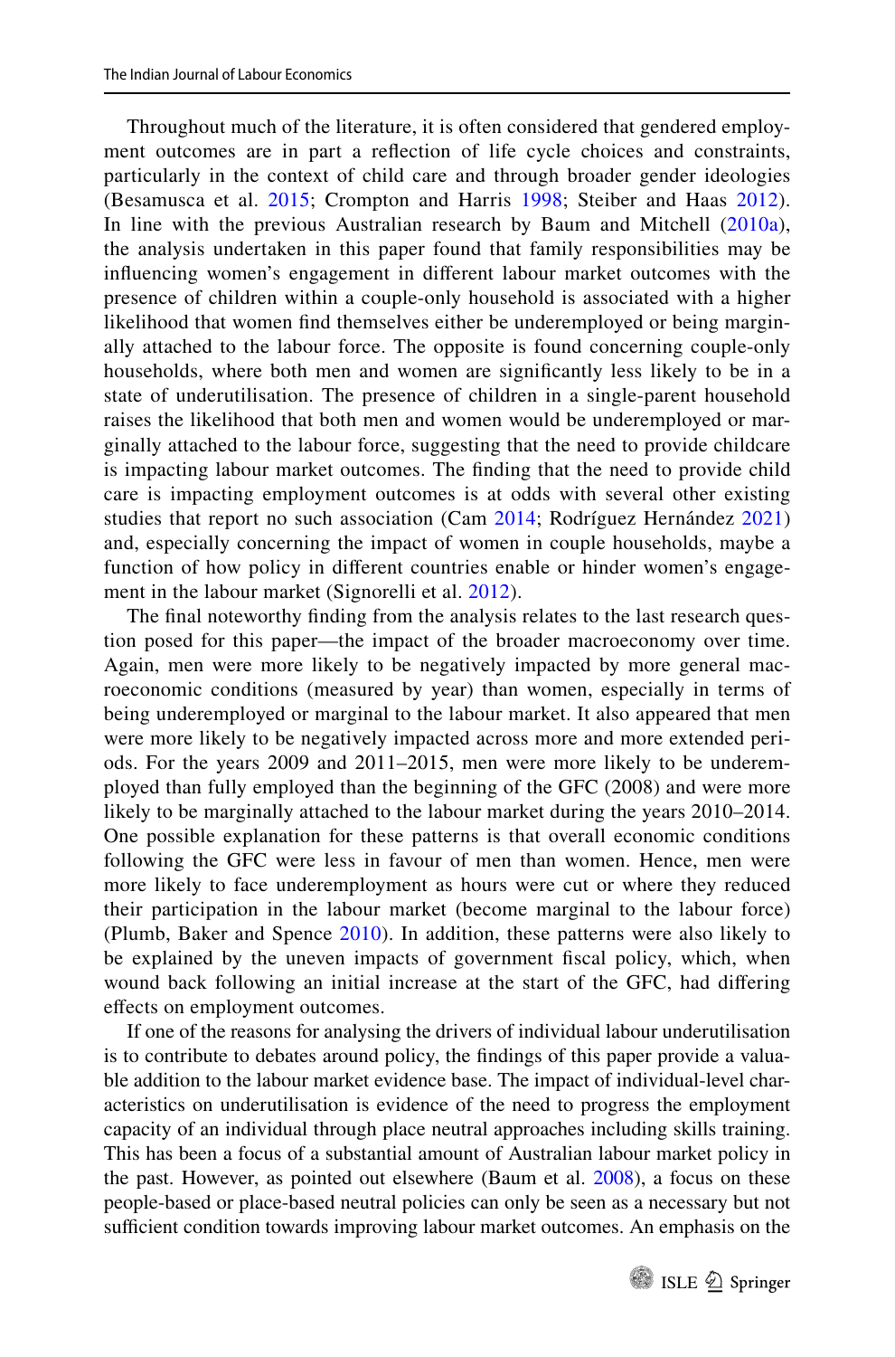Throughout much of the literature, it is often considered that gendered employment outcomes are in part a reflection of life cycle choices and constraints, particularly in the context of child care and through broader gender ideologies (Besamusca et al. 2015; Crompton and Harris 1998; Steiber and Haas 2012). In line with the previous Australian research by Baum and Mitchell (2010a), the analysis undertaken in this paper found that family responsibilities may be influencing women's engagement in different labour market outcomes with the presence of children within a couple-only household is associated with a higher likelihood that women find themselves either be underemployed or being marginally attached to the labour force. The opposite is found concerning couple-only households, where both men and women are significantly less likely to be in a state of underutilisation. The presence of children in a single-parent household raises the likelihood that both men and women would be underemployed or marginally attached to the labour force, suggesting that the need to provide childcare is impacting labour market outcomes. The finding that the need to provide child care is impacting employment outcomes is at odds with several other existing studies that report no such association (Cam 2014; Rodríguez Hernández 2021) and, especially concerning the impact of women in couple households, maybe a function of how policy in different countries enable or hinder women's engagement in the labour market (Signorelli et al. 2012).

The final noteworthy finding from the analysis relates to the last research question posed for this paper—the impact of the broader macroeconomy over time. Again, men were more likely to be negatively impacted by more general macroeconomic conditions (measured by year) than women, especially in terms of being underemployed or marginal to the labour market. It also appeared that men were more likely to be negatively impacted across more and more extended periods. For the years 2009 and 2011–2015, men were more likely to be underemployed than fully employed than the beginning of the GFC (2008) and were more likely to be marginally attached to the labour market during the years 2010–2014. One possible explanation for these patterns is that overall economic conditions following the GFC were less in favour of men than women. Hence, men were more likely to face underemployment as hours were cut or where they reduced their participation in the labour market (become marginal to the labour force) (Plumb, Baker and Spence 2010). In addition, these patterns were also likely to be explained by the uneven impacts of government fiscal policy, which, when wound back following an initial increase at the start of the GFC, had differing effects on employment outcomes.

If one of the reasons for analysing the drivers of individual labour underutilisation is to contribute to debates around policy, the findings of this paper provide a valuable addition to the labour market evidence base. The impact of individual-level characteristics on underutilisation is evidence of the need to progress the employment capacity of an individual through place neutral approaches including skills training. This has been a focus of a substantial amount of Australian labour market policy in the past. However, as pointed out elsewhere (Baum et al. 2008), a focus on these people-based or place-based neutral policies can only be seen as a necessary but not sufficient condition towards improving labour market outcomes. An emphasis on the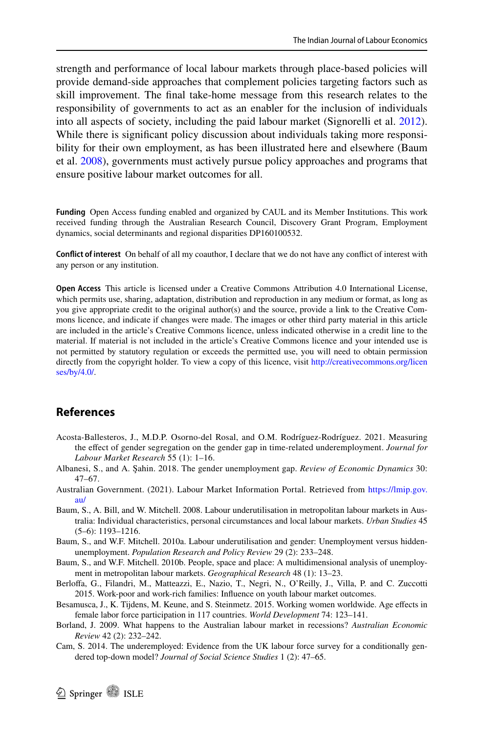strength and performance of local labour markets through place-based policies will provide demand-side approaches that complement policies targeting factors such as skill improvement. The final take-home message from this research relates to the responsibility of governments to act as an enabler for the inclusion of individuals into all aspects of society, including the paid labour market (Signorelli et al. 2012). While there is significant policy discussion about individuals taking more responsibility for their own employment, as has been illustrated here and elsewhere (Baum et al. 2008), governments must actively pursue policy approaches and programs that ensure positive labour market outcomes for all.

**Funding** Open Access funding enabled and organized by CAUL and its Member Institutions. This work received funding through the Australian Research Council, Discovery Grant Program, Employment dynamics, social determinants and regional disparities DP160100532.

**Conflict of interest** On behalf of all my coauthor, I declare that we do not have any conflict of interest with any person or any institution.

**Open Access** This article is licensed under a Creative Commons Attribution 4.0 International License, which permits use, sharing, adaptation, distribution and reproduction in any medium or format, as long as you give appropriate credit to the original author(s) and the source, provide a link to the Creative Commons licence, and indicate if changes were made. The images or other third party material in this article are included in the article's Creative Commons licence, unless indicated otherwise in a credit line to the material. If material is not included in the article's Creative Commons licence and your intended use is not permitted by statutory regulation or exceeds the permitted use, you will need to obtain permission directly from the copyright holder. To view a copy of this licence, visit http://creativecommons.org/licenses/by/4.0/.

## References

Acosta-Ballesteros, J., M.D.P. Osorno-del Rosal, and O.M. Rodríguez-Rodríguez. 2021. Measuring the effect of gender segregation on the gender gap in time-related underemployment. *Journal for Labour Market Research* 55 (1): 1–16.

Albanesi, S., and A. Şahin. 2018. The gender unemployment gap. *Review of Economic Dynamics* 30: 47–67.

Australian Government. (2021). Labour Market Information Portal. Retrieved from https://lmip.gov.au/

Baum, S., A. Bill, and W. Mitchell. 2008. Labour underutilisation in metropolitan labour markets in Australia: Individual characteristics, personal circumstances and local labour markets. *Urban Studies* 45 (5–6): 1193–1216.

Baum, S., and W.F. Mitchell. 2010a. Labour underutilisation and gender: Unemployment versus hidden-unemployment. *Population Research and Policy Review* 29 (2): 233–248.

Baum, S., and W.F. Mitchell. 2010b. People, space and place: A multidimensional analysis of unemployment in metropolitan labour markets. *Geographical Research* 48 (1): 13–23.

Berloffa, G., Filandri, M., Matteazzi, E., Nazio, T., Negri, N., O'Reilly, J., Villa, P. and C. Zuccotti 2015. Work-poor and work-rich families: Influence on youth labour market outcomes.

Besamusca, J., K. Tijdens, M. Keune, and S. Steinmetz. 2015. Working women worldwide. Age effects in female labor force participation in 117 countries. *World Development* 74: 123–141.

Borland, J. 2009. What happens to the Australian labour market in recessions? *Australian Economic Review* 42 (2): 232–242.

Cam, S. 2014. The underemployed: Evidence from the UK labour force survey for a conditionally gendered top-down model? *Journal of Social Science Studies* 1 (2): 47–65.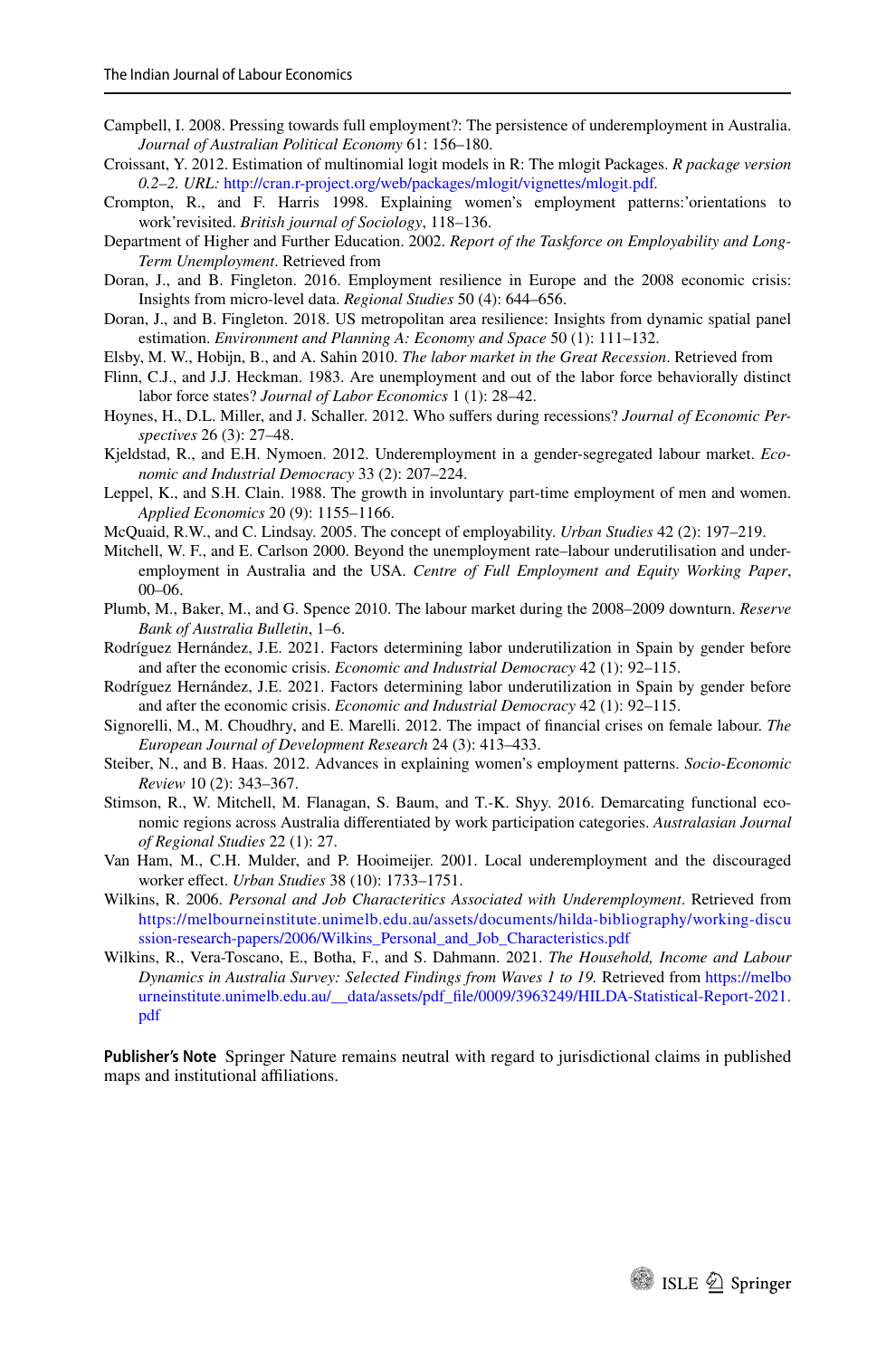Campbell, I. 2008. Pressing towards full employment?: The persistence of underemployment in Australia. *Journal of Australian Political Economy* 61: 156–180.

Croissant, Y. 2012. Estimation of multinomial logit models in R: The mlogit Packages. *R package version 0.2–2. URL:* http://cran.r-project.org/web/packages/mlogit/vignettes/mlogit.pdf.

Crompton, R., and F. Harris 1998. Explaining women's employment patterns:'orientations to work'revisited. *British journal of Sociology*, 118–136.

Department of Higher and Further Education. 2002. *Report of the Taskforce on Employability and Long-Term Unemployment*. Retrieved from

Doran, J., and B. Fingleton. 2016. Employment resilience in Europe and the 2008 economic crisis: Insights from micro-level data. *Regional Studies* 50 (4): 644–656.

Doran, J., and B. Fingleton. 2018. US metropolitan area resilience: Insights from dynamic spatial panel estimation. *Environment and Planning A: Economy and Space* 50 (1): 111–132.

Elsby, M. W., Hobijn, B., and A. Sahin 2010. *The labor market in the Great Recession*. Retrieved from

Flinn, C.J., and J.J. Heckman. 1983. Are unemployment and out of the labor force behaviorally distinct labor force states? *Journal of Labor Economics* 1 (1): 28–42.

Hoynes, H., D.L. Miller, and J. Schaller. 2012. Who suffers during recessions? *Journal of Economic Perspectives* 26 (3): 27–48.

Kjeldstad, R., and E.H. Nymoen. 2012. Underemployment in a gender-segregated labour market. *Economic and Industrial Democracy* 33 (2): 207–224.

Leppel, K., and S.H. Clain. 1988. The growth in involuntary part-time employment of men and women. *Applied Economics* 20 (9): 1155–1166.

McQuaid, R.W., and C. Lindsay. 2005. The concept of employability. *Urban Studies* 42 (2): 197–219.

Mitchell, W. F., and E. Carlson 2000. Beyond the unemployment rate–labour underutilisation and underemployment in Australia and the USA. *Centre of Full Employment and Equity Working Paper*, 00–06.

Plumb, M., Baker, M., and G. Spence 2010. The labour market during the 2008–2009 downturn. *Reserve Bank of Australia Bulletin*, 1–6.

Rodríguez Hernández, J.E. 2021. Factors determining labor underutilization in Spain by gender before and after the economic crisis. *Economic and Industrial Democracy* 42 (1): 92–115.

Rodríguez Hernández, J.E. 2021. Factors determining labor underutilization in Spain by gender before and after the economic crisis. *Economic and Industrial Democracy* 42 (1): 92–115.

Signorelli, M., M. Choudhry, and E. Marelli. 2012. The impact of financial crises on female labour. *The European Journal of Development Research* 24 (3): 413–433.

Steiber, N., and B. Haas. 2012. Advances in explaining women's employment patterns. *Socio-Economic Review* 10 (2): 343–367.

Stimson, R., W. Mitchell, M. Flanagan, S. Baum, and T.-K. Shyy. 2016. Demarcating functional economic regions across Australia differentiated by work participation categories. *Australasian Journal of Regional Studies* 22 (1): 27.

Van Ham, M., C.H. Mulder, and P. Hooimeijer. 2001. Local underemployment and the discouraged worker effect. *Urban Studies* 38 (10): 1733–1751.

Wilkins, R. 2006. *Personal and Job Characteritics Associated with Underemployment*. Retrieved from https://melbourneinstitute.unimelb.edu.au/assets/documents/hilda-bibliography/working-discussion-research-papers/2006/Wilkins_Personal_and_Job_Characteristics.pdf

Wilkins, R., Vera-Toscano, E., Botha, F., and S. Dahmann. 2021. *The Household, Income and Labour Dynamics in Australia Survey: Selected Findings from Waves 1 to 19.* Retrieved from https://melbourneinstitute.unimelb.edu.au/__data/assets/pdf_file/0009/3963249/HILDA-Statistical-Report-2021.pdf

**Publisher's Note** Springer Nature remains neutral with regard to jurisdictional claims in published maps and institutional affiliations.